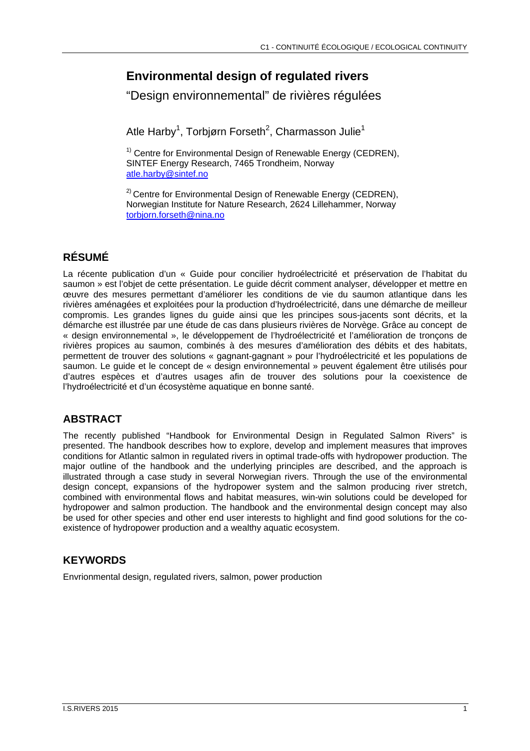# Environmental design of regulated rivers

“Design environnemental” de rivières régulées

Atle Harby[1], Torbjørn Forseth[2], Charmasson Julie[1]

[1] Centre for Environmental Design of Renewable Energy (CEDREN), SINTEF Energy Research, 7465 Trondheim, Norway
atle.harby@sintef.no

[2] Centre for Environmental Design of Renewable Energy (CEDREN), Norwegian Institute for Nature Research, 2624 Lillehammer, Norway
torbjorn.forseth@nina.no

## RÉSUMÉ

La récente publication d’un « Guide pour concilier hydroélectricité et préservation de l’habitat du saumon » est l’objet de cette présentation. Le guide décrit comment analyser, développer et mettre en œuvre des mesures permettant d’améliorer les conditions de vie du saumon atlantique dans les rivières aménagées et exploitées pour la production d’hydroélectricité, dans une démarche de meilleur compromis. Les grandes lignes du guide ainsi que les principes sous-jacents sont décrits, et la démarche est illustrée par une étude de cas dans plusieurs rivières de Norvège. Grâce au concept de « design environnemental », le développement de l’hydroélectricité et l’amélioration de tronçons de rivières propices au saumon, combinés à des mesures d’amélioration des débits et des habitats, permettent de trouver des solutions « gagnant-gagnant » pour l’hydroélectricité et les populations de saumon. Le guide et le concept de « design environnemental » peuvent également être utilisés pour d’autres espèces et d’autres usages afin de trouver des solutions pour la coexistence de l’hydroélectricité et d’un écosystème aquatique en bonne santé.

## ABSTRACT

The recently published “Handbook for Environmental Design in Regulated Salmon Rivers” is presented. The handbook describes how to explore, develop and implement measures that improves conditions for Atlantic salmon in regulated rivers in optimal trade-offs with hydropower production. The major outline of the handbook and the underlying principles are described, and the approach is illustrated through a case study in several Norwegian rivers. Through the use of the environmental design concept, expansions of the hydropower system and the salmon producing river stretch, combined with environmental flows and habitat measures, win-win solutions could be developed for hydropower and salmon production. The handbook and the environmental design concept may also be used for other species and other end user interests to highlight and find good solutions for the co-existence of hydropower production and a wealthy aquatic ecosystem.

## KEYWORDS

Envrionmental design, regulated rivers, salmon, power production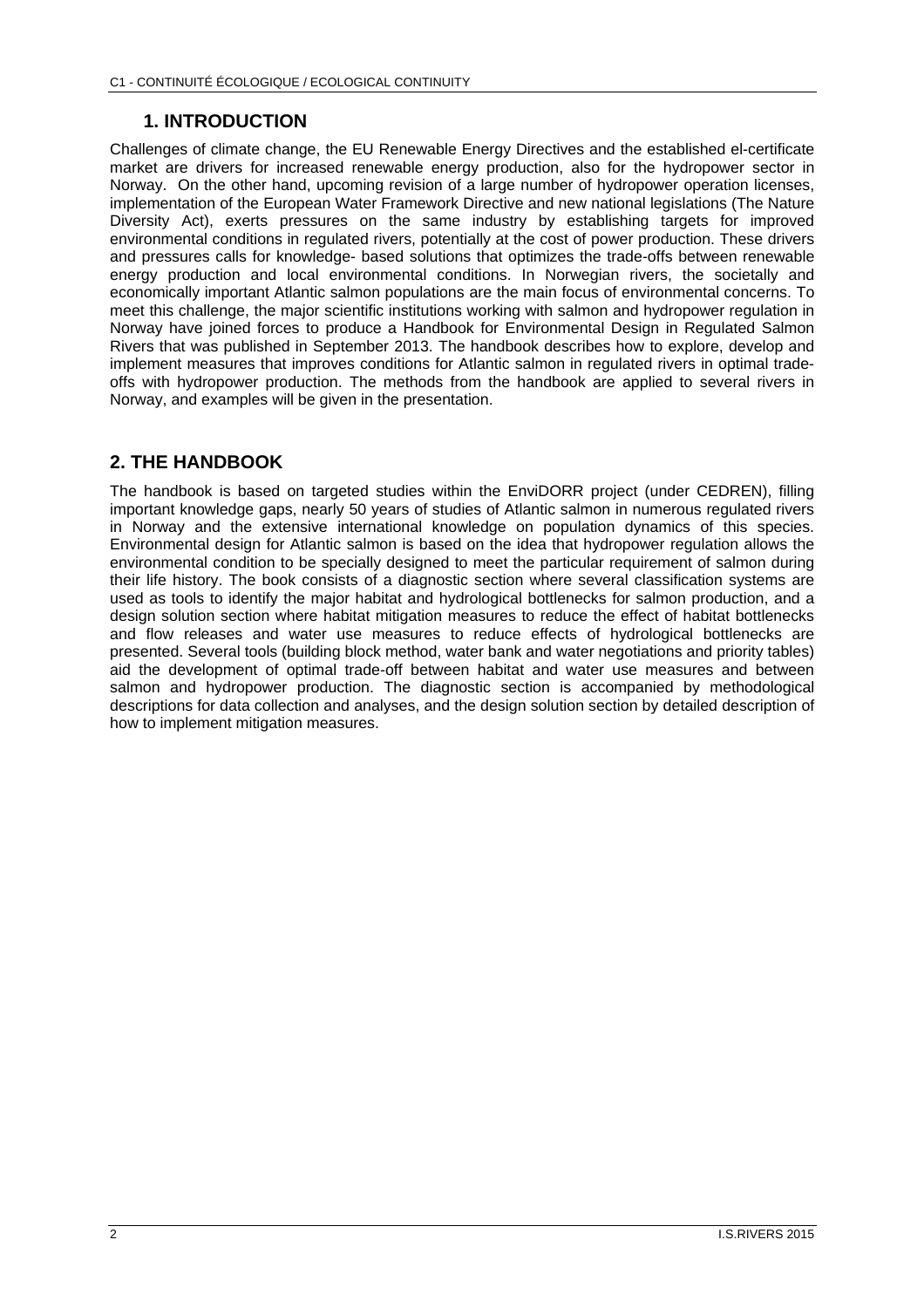## 1. INTRODUCTION

Challenges of climate change, the EU Renewable Energy Directives and the established el-certificate market are drivers for increased renewable energy production, also for the hydropower sector in Norway. On the other hand, upcoming revision of a large number of hydropower operation licenses, implementation of the European Water Framework Directive and new national legislations (The Nature Diversity Act), exerts pressures on the same industry by establishing targets for improved environmental conditions in regulated rivers, potentially at the cost of power production. These drivers and pressures calls for knowledge- based solutions that optimizes the trade-offs between renewable energy production and local environmental conditions. In Norwegian rivers, the societally and economically important Atlantic salmon populations are the main focus of environmental concerns. To meet this challenge, the major scientific institutions working with salmon and hydropower regulation in Norway have joined forces to produce a Handbook for Environmental Design in Regulated Salmon Rivers that was published in September 2013. The handbook describes how to explore, develop and implement measures that improves conditions for Atlantic salmon in regulated rivers in optimal trade-offs with hydropower production. The methods from the handbook are applied to several rivers in Norway, and examples will be given in the presentation.

## 2. THE HANDBOOK

The handbook is based on targeted studies within the EnviDORR project (under CEDREN), filling important knowledge gaps, nearly 50 years of studies of Atlantic salmon in numerous regulated rivers in Norway and the extensive international knowledge on population dynamics of this species. Environmental design for Atlantic salmon is based on the idea that hydropower regulation allows the environmental condition to be specially designed to meet the particular requirement of salmon during their life history. The book consists of a diagnostic section where several classification systems are used as tools to identify the major habitat and hydrological bottlenecks for salmon production, and a design solution section where habitat mitigation measures to reduce the effect of habitat bottlenecks and flow releases and water use measures to reduce effects of hydrological bottlenecks are presented. Several tools (building block method, water bank and water negotiations and priority tables) aid the development of optimal trade-off between habitat and water use measures and between salmon and hydropower production. The diagnostic section is accompanied by methodological descriptions for data collection and analyses, and the design solution section by detailed description of how to implement mitigation measures.